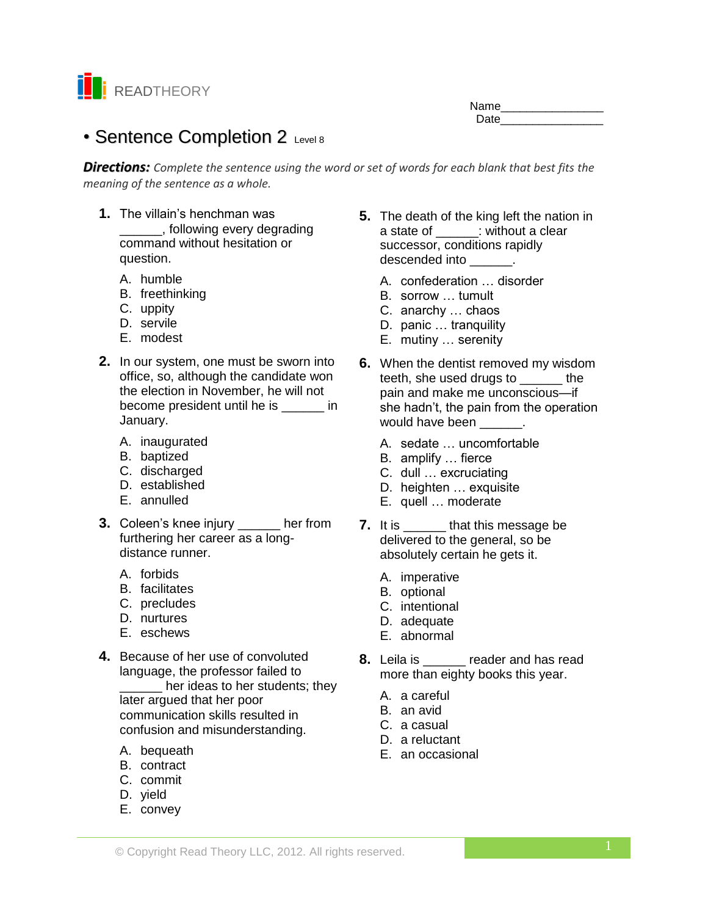READTHEORY

Name________________
Date________________

# • Sentence Completion 2 Level 8

***Directions:*** *Complete the sentence using the word or set of words for each blank that best fits the meaning of the sentence as a whole.*

**1.** The villain's henchman was ______, following every degrading command without hesitation or question.

A. humble
B. freethinking
C. uppity
D. servile
E. modest

**2.** In our system, one must be sworn into office, so, although the candidate won the election in November, he will not become president until he is ______ in January.

A. inaugurated
B. baptized
C. discharged
D. established
E. annulled

**3.** Coleen's knee injury ______ her from furthering her career as a long-distance runner.

A. forbids
B. facilitates
C. precludes
D. nurtures
E. eschews

**4.** Because of her use of convoluted language, the professor failed to ______ her ideas to her students; they later argued that her poor communication skills resulted in confusion and misunderstanding.

A. bequeath
B. contract
C. commit
D. yield
E. convey

**5.** The death of the king left the nation in a state of ______: without a clear successor, conditions rapidly descended into ______.

A. confederation … disorder
B. sorrow … tumult
C. anarchy … chaos
D. panic … tranquility
E. mutiny … serenity

**6.** When the dentist removed my wisdom teeth, she used drugs to ______ the pain and make me unconscious—if she hadn't, the pain from the operation would have been ______.

A. sedate … uncomfortable
B. amplify … fierce
C. dull … excruciating
D. heighten … exquisite
E. quell … moderate

**7.** It is ______ that this message be delivered to the general, so be absolutely certain he gets it.

A. imperative
B. optional
C. intentional
D. adequate
E. abnormal

**8.** Leila is ______ reader and has read more than eighty books this year.

A. a careful
B. an avid
C. a casual
D. a reluctant
E. an occasional

© Copyright Read Theory LLC, 2012. All rights reserved.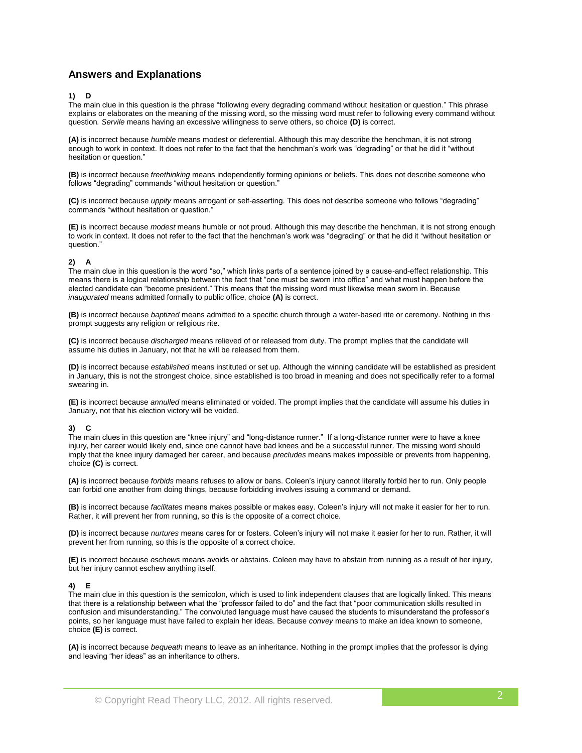## Answers and Explanations

**1) D**

The main clue in this question is the phrase "following every degrading command without hesitation or question." This phrase explains or elaborates on the meaning of the missing word, so the missing word must refer to following every command without question. *Servile* means having an excessive willingness to serve others, so choice **(D)** is correct.

**(A)** is incorrect because *humble* means modest or deferential. Although this may describe the henchman, it is not strong enough to work in context. It does not refer to the fact that the henchman's work was "degrading" or that he did it "without hesitation or question."

**(B)** is incorrect because *freethinking* means independently forming opinions or beliefs. This does not describe someone who follows "degrading" commands "without hesitation or question."

**(C)** is incorrect because *uppity* means arrogant or self-asserting. This does not describe someone who follows "degrading" commands "without hesitation or question."

**(E)** is incorrect because *modest* means humble or not proud. Although this may describe the henchman, it is not strong enough to work in context. It does not refer to the fact that the henchman's work was "degrading" or that he did it "without hesitation or question."

**2) A**

The main clue in this question is the word "so," which links parts of a sentence joined by a cause-and-effect relationship. This means there is a logical relationship between the fact that "one must be sworn into office" and what must happen before the elected candidate can "become president." This means that the missing word must likewise mean sworn in. Because *inaugurated* means admitted formally to public office, choice **(A)** is correct.

**(B)** is incorrect because *baptized* means admitted to a specific church through a water-based rite or ceremony. Nothing in this prompt suggests any religion or religious rite.

**(C)** is incorrect because *discharged* means relieved of or released from duty. The prompt implies that the candidate will assume his duties in January, not that he will be released from them.

**(D)** is incorrect because *established* means instituted or set up. Although the winning candidate will be established as president in January, this is not the strongest choice, since established is too broad in meaning and does not specifically refer to a formal swearing in.

**(E)** is incorrect because *annulled* means eliminated or voided. The prompt implies that the candidate will assume his duties in January, not that his election victory will be voided.

**3) C**

The main clues in this question are "knee injury" and "long-distance runner." If a long-distance runner were to have a knee injury, her career would likely end, since one cannot have bad knees and be a successful runner. The missing word should imply that the knee injury damaged her career, and because *precludes* means makes impossible or prevents from happening, choice **(C)** is correct.

**(A)** is incorrect because *forbids* means refuses to allow or bans. Coleen's injury cannot literally forbid her to run. Only people can forbid one another from doing things, because forbidding involves issuing a command or demand.

**(B)** is incorrect because *facilitates* means makes possible or makes easy. Coleen's injury will not make it easier for her to run. Rather, it will prevent her from running, so this is the opposite of a correct choice.

**(D)** is incorrect because *nurtures* means cares for or fosters. Coleen's injury will not make it easier for her to run. Rather, it will prevent her from running, so this is the opposite of a correct choice.

**(E)** is incorrect because *eschews* means avoids or abstains. Coleen may have to abstain from running as a result of her injury, but her injury cannot eschew anything itself.

**4) E**

The main clue in this question is the semicolon, which is used to link independent clauses that are logically linked. This means that there is a relationship between what the "professor failed to do" and the fact that "poor communication skills resulted in confusion and misunderstanding." The convoluted language must have caused the students to misunderstand the professor's points, so her language must have failed to explain her ideas. Because *convey* means to make an idea known to someone, choice **(E)** is correct.

**(A)** is incorrect because *bequeath* means to leave as an inheritance. Nothing in the prompt implies that the professor is dying and leaving "her ideas" as an inheritance to others.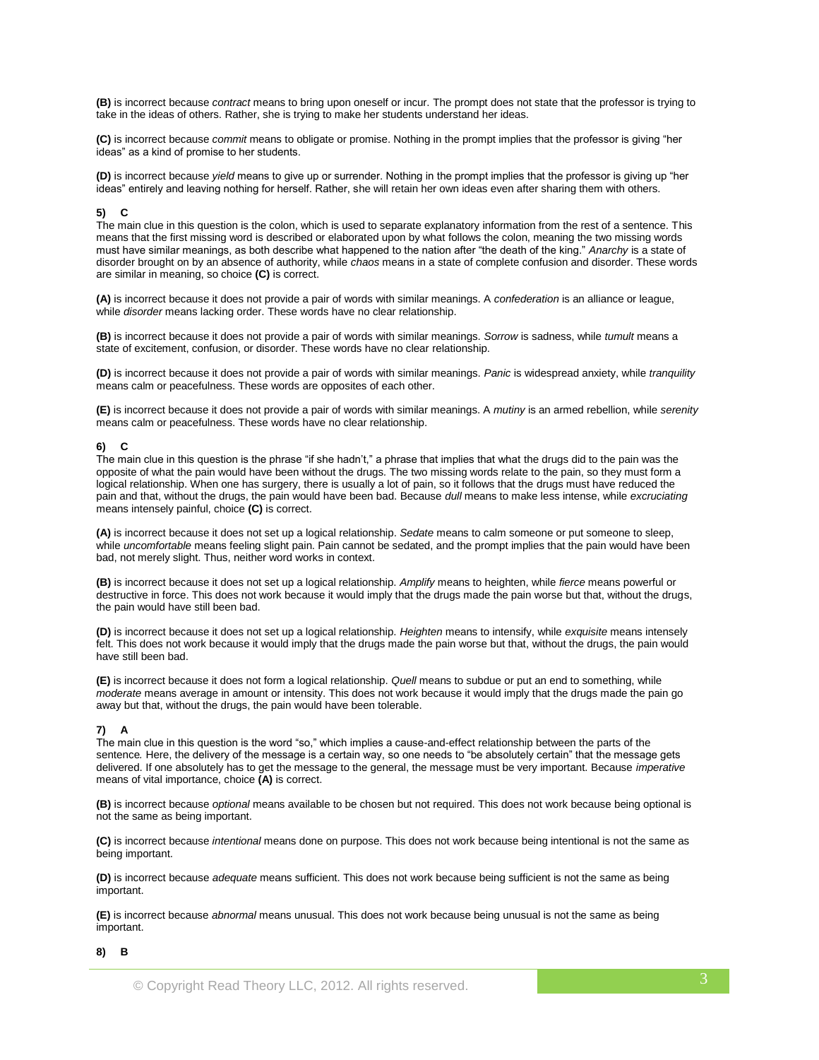**(B)** is incorrect because *contract* means to bring upon oneself or incur. The prompt does not state that the professor is trying to take in the ideas of others. Rather, she is trying to make her students understand her ideas.

**(C)** is incorrect because *commit* means to obligate or promise. Nothing in the prompt implies that the professor is giving "her ideas" as a kind of promise to her students.

**(D)** is incorrect because *yield* means to give up or surrender. Nothing in the prompt implies that the professor is giving up "her ideas" entirely and leaving nothing for herself. Rather, she will retain her own ideas even after sharing them with others.

**5) C**

The main clue in this question is the colon, which is used to separate explanatory information from the rest of a sentence. This means that the first missing word is described or elaborated upon by what follows the colon, meaning the two missing words must have similar meanings, as both describe what happened to the nation after "the death of the king." *Anarchy* is a state of disorder brought on by an absence of authority, while *chaos* means in a state of complete confusion and disorder. These words are similar in meaning, so choice **(C)** is correct.

**(A)** is incorrect because it does not provide a pair of words with similar meanings. A *confederation* is an alliance or league, while *disorder* means lacking order. These words have no clear relationship.

**(B)** is incorrect because it does not provide a pair of words with similar meanings. *Sorrow* is sadness, while *tumult* means a state of excitement, confusion, or disorder. These words have no clear relationship.

**(D)** is incorrect because it does not provide a pair of words with similar meanings. *Panic* is widespread anxiety, while *tranquility* means calm or peacefulness. These words are opposites of each other.

**(E)** is incorrect because it does not provide a pair of words with similar meanings. A *mutiny* is an armed rebellion, while *serenity* means calm or peacefulness. These words have no clear relationship.

**6) C**

The main clue in this question is the phrase "if she hadn't," a phrase that implies that what the drugs did to the pain was the opposite of what the pain would have been without the drugs. The two missing words relate to the pain, so they must form a logical relationship. When one has surgery, there is usually a lot of pain, so it follows that the drugs must have reduced the pain and that, without the drugs, the pain would have been bad. Because *dull* means to make less intense, while *excruciating* means intensely painful, choice **(C)** is correct.

**(A)** is incorrect because it does not set up a logical relationship. *Sedate* means to calm someone or put someone to sleep, while *uncomfortable* means feeling slight pain. Pain cannot be sedated, and the prompt implies that the pain would have been bad, not merely slight. Thus, neither word works in context.

**(B)** is incorrect because it does not set up a logical relationship. *Amplify* means to heighten, while *fierce* means powerful or destructive in force. This does not work because it would imply that the drugs made the pain worse but that, without the drugs, the pain would have still been bad.

**(D)** is incorrect because it does not set up a logical relationship. *Heighten* means to intensify, while *exquisite* means intensely felt. This does not work because it would imply that the drugs made the pain worse but that, without the drugs, the pain would have still been bad.

**(E)** is incorrect because it does not form a logical relationship. *Quell* means to subdue or put an end to something, while *moderate* means average in amount or intensity. This does not work because it would imply that the drugs made the pain go away but that, without the drugs, the pain would have been tolerable.

**7) A**

The main clue in this question is the word "so," which implies a cause-and-effect relationship between the parts of the sentence. Here, the delivery of the message is a certain way, so one needs to "be absolutely certain" that the message gets delivered. If one absolutely has to get the message to the general, the message must be very important. Because *imperative* means of vital importance, choice **(A)** is correct.

**(B)** is incorrect because *optional* means available to be chosen but not required. This does not work because being optional is not the same as being important.

**(C)** is incorrect because *intentional* means done on purpose. This does not work because being intentional is not the same as being important.

**(D)** is incorrect because *adequate* means sufficient. This does not work because being sufficient is not the same as being important.

**(E)** is incorrect because *abnormal* means unusual. This does not work because being unusual is not the same as being important.

**8) B**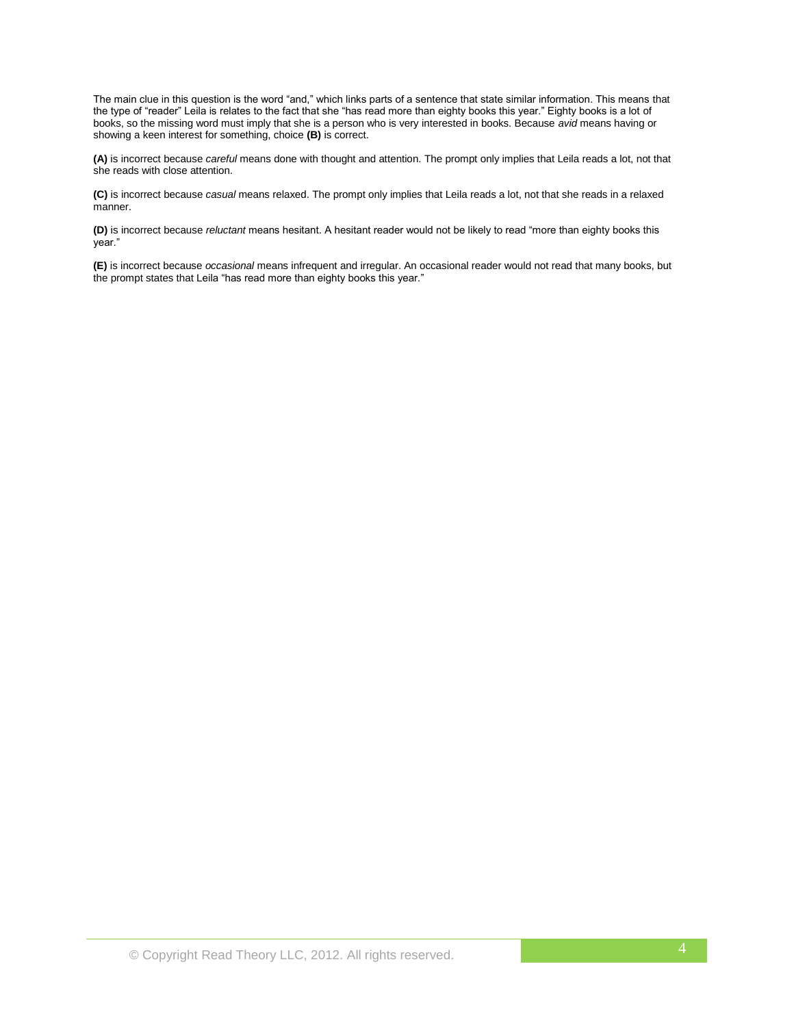The main clue in this question is the word "and," which links parts of a sentence that state similar information. This means that the type of "reader" Leila is relates to the fact that she "has read more than eighty books this year." Eighty books is a lot of books, so the missing word must imply that she is a person who is very interested in books. Because *avid* means having or showing a keen interest for something, choice **(B)** is correct.

**(A)** is incorrect because *careful* means done with thought and attention. The prompt only implies that Leila reads a lot, not that she reads with close attention.

**(C)** is incorrect because *casual* means relaxed. The prompt only implies that Leila reads a lot, not that she reads in a relaxed manner.

**(D)** is incorrect because *reluctant* means hesitant. A hesitant reader would not be likely to read "more than eighty books this year."

**(E)** is incorrect because *occasional* means infrequent and irregular. An occasional reader would not read that many books, but the prompt states that Leila "has read more than eighty books this year."

© Copyright Read Theory LLC, 2012. All rights reserved.